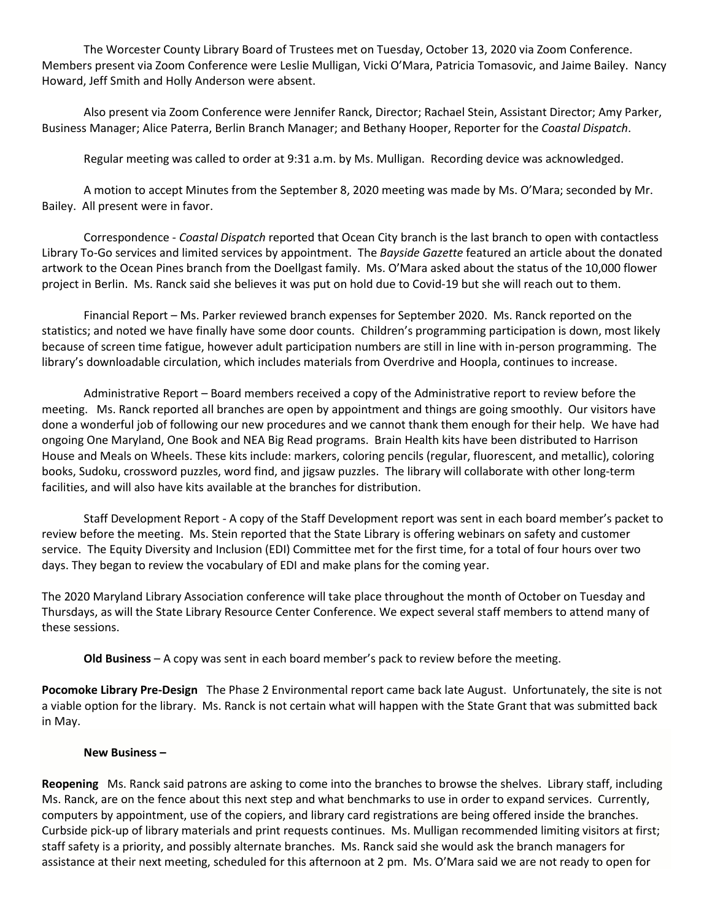The Worcester County Library Board of Trustees met on Tuesday, October 13, 2020 via Zoom Conference. Members present via Zoom Conference were Leslie Mulligan, Vicki O'Mara, Patricia Tomasovic, and Jaime Bailey. Nancy Howard, Jeff Smith and Holly Anderson were absent.

Also present via Zoom Conference were Jennifer Ranck, Director; Rachael Stein, Assistant Director; Amy Parker, Business Manager; Alice Paterra, Berlin Branch Manager; and Bethany Hooper, Reporter for the *Coastal Dispatch*.

Regular meeting was called to order at 9:31 a.m. by Ms. Mulligan. Recording device was acknowledged.

A motion to accept Minutes from the September 8, 2020 meeting was made by Ms. O'Mara; seconded by Mr. Bailey. All present were in favor.

Correspondence - *Coastal Dispatch* reported that Ocean City branch is the last branch to open with contactless Library To-Go services and limited services by appointment. The *Bayside Gazette* featured an article about the donated artwork to the Ocean Pines branch from the Doellgast family. Ms. O'Mara asked about the status of the 10,000 flower project in Berlin. Ms. Ranck said she believes it was put on hold due to Covid-19 but she will reach out to them.

Financial Report – Ms. Parker reviewed branch expenses for September 2020. Ms. Ranck reported on the statistics; and noted we have finally have some door counts. Children's programming participation is down, most likely because of screen time fatigue, however adult participation numbers are still in line with in-person programming. The library's downloadable circulation, which includes materials from Overdrive and Hoopla, continues to increase.

Administrative Report – Board members received a copy of the Administrative report to review before the meeting. Ms. Ranck reported all branches are open by appointment and things are going smoothly. Our visitors have done a wonderful job of following our new procedures and we cannot thank them enough for their help. We have had ongoing One Maryland, One Book and NEA Big Read programs. Brain Health kits have been distributed to Harrison House and Meals on Wheels. These kits include: markers, coloring pencils (regular, fluorescent, and metallic), coloring books, Sudoku, crossword puzzles, word find, and jigsaw puzzles. The library will collaborate with other long-term facilities, and will also have kits available at the branches for distribution.

Staff Development Report - A copy of the Staff Development report was sent in each board member's packet to review before the meeting. Ms. Stein reported that the State Library is offering webinars on safety and customer service. The Equity Diversity and Inclusion (EDI) Committee met for the first time, for a total of four hours over two days. They began to review the vocabulary of EDI and make plans for the coming year.

The 2020 Maryland Library Association conference will take place throughout the month of October on Tuesday and Thursdays, as will the State Library Resource Center Conference. We expect several staff members to attend many of these sessions.

**Old Business** – A copy was sent in each board member's pack to review before the meeting.

**Pocomoke Library Pre-Design** The Phase 2 Environmental report came back late August. Unfortunately, the site is not a viable option for the library. Ms. Ranck is not certain what will happen with the State Grant that was submitted back in May.

**New Business –**

**Reopening** Ms. Ranck said patrons are asking to come into the branches to browse the shelves. Library staff, including Ms. Ranck, are on the fence about this next step and what benchmarks to use in order to expand services. Currently, computers by appointment, use of the copiers, and library card registrations are being offered inside the branches. Curbside pick-up of library materials and print requests continues. Ms. Mulligan recommended limiting visitors at first; staff safety is a priority, and possibly alternate branches. Ms. Ranck said she would ask the branch managers for assistance at their next meeting, scheduled for this afternoon at 2 pm. Ms. O'Mara said we are not ready to open for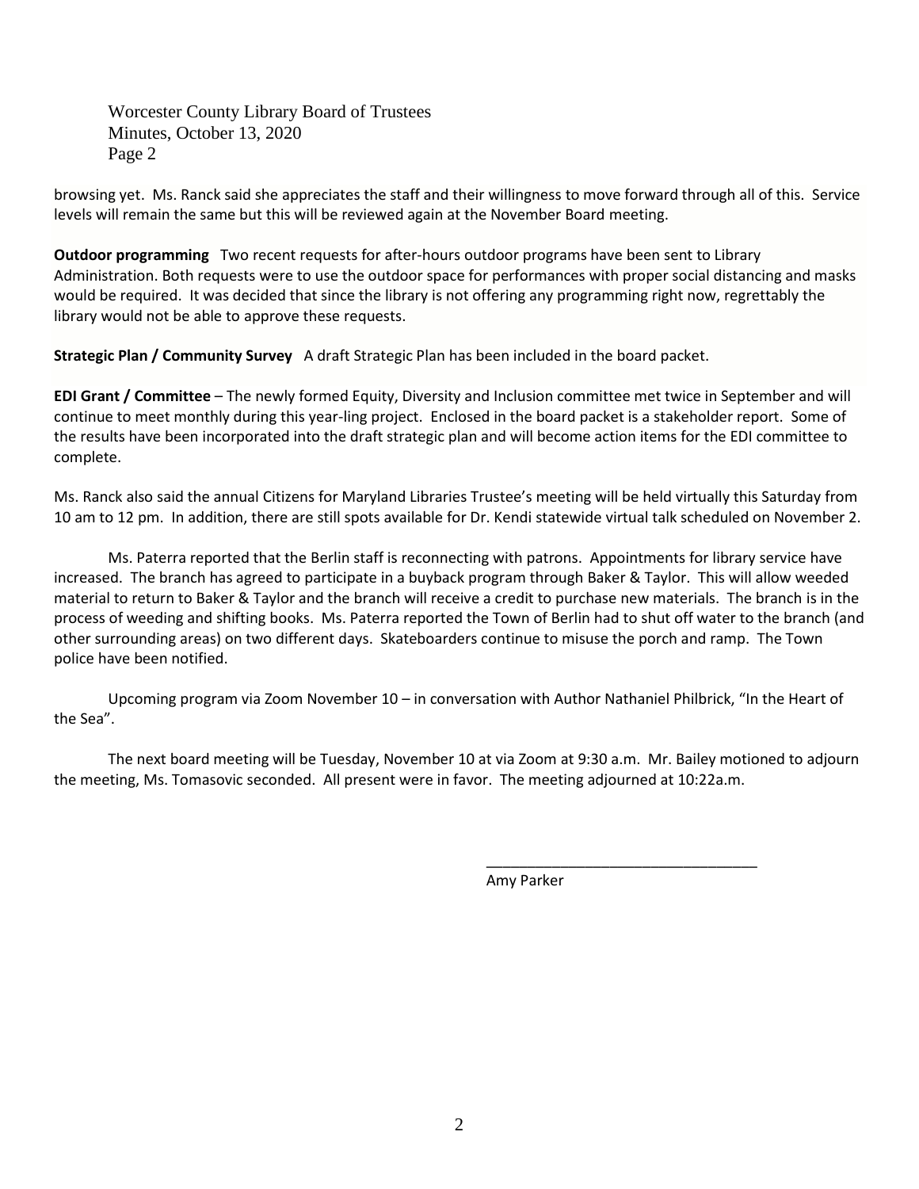browsing yet. Ms. Ranck said she appreciates the staff and their willingness to move forward through all of this. Service levels will remain the same but this will be reviewed again at the November Board meeting.

**Outdoor programming** Two recent requests for after-hours outdoor programs have been sent to Library Administration. Both requests were to use the outdoor space for performances with proper social distancing and masks would be required. It was decided that since the library is not offering any programming right now, regrettably the library would not be able to approve these requests.

**Strategic Plan / Community Survey** A draft Strategic Plan has been included in the board packet.

**EDI Grant / Committee** – The newly formed Equity, Diversity and Inclusion committee met twice in September and will continue to meet monthly during this year-ling project. Enclosed in the board packet is a stakeholder report. Some of the results have been incorporated into the draft strategic plan and will become action items for the EDI committee to complete.

Ms. Ranck also said the annual Citizens for Maryland Libraries Trustee's meeting will be held virtually this Saturday from 10 am to 12 pm. In addition, there are still spots available for Dr. Kendi statewide virtual talk scheduled on November 2.

Ms. Paterra reported that the Berlin staff is reconnecting with patrons. Appointments for library service have increased. The branch has agreed to participate in a buyback program through Baker & Taylor. This will allow weeded material to return to Baker & Taylor and the branch will receive a credit to purchase new materials. The branch is in the process of weeding and shifting books. Ms. Paterra reported the Town of Berlin had to shut off water to the branch (and other surrounding areas) on two different days. Skateboarders continue to misuse the porch and ramp. The Town police have been notified.

Upcoming program via Zoom November 10 – in conversation with Author Nathaniel Philbrick, "In the Heart of the Sea".

The next board meeting will be Tuesday, November 10 at via Zoom at 9:30 a.m. Mr. Bailey motioned to adjourn the meeting, Ms. Tomasovic seconded. All present were in favor. The meeting adjourned at 10:22a.m.

\_\_\_\_\_\_\_\_\_\_\_\_\_\_\_\_\_\_\_\_\_\_\_\_\_\_\_\_\_\_\_\_\_

Amy Parker